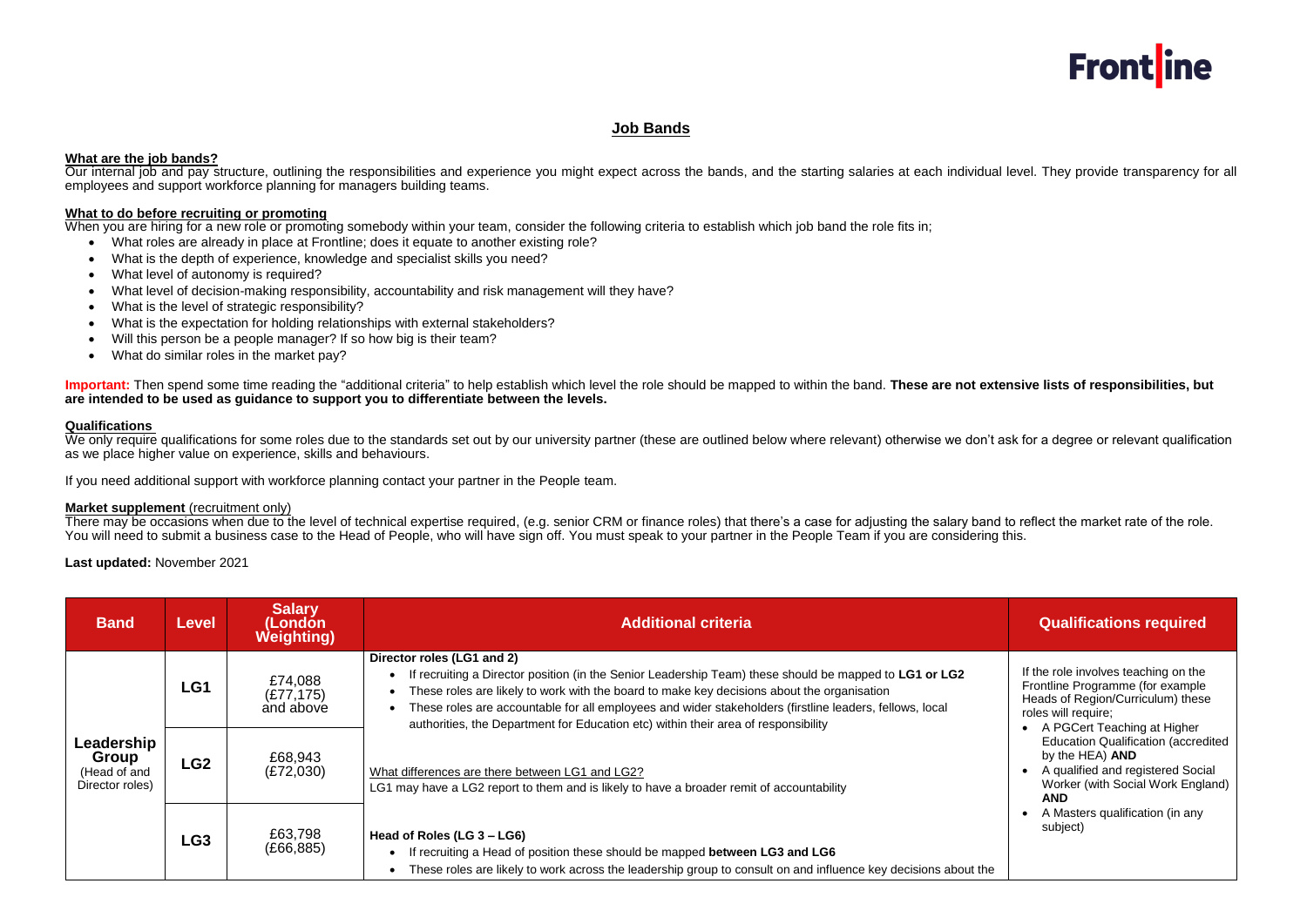# Job Bands

**What are the job bands?**

Our internal job and pay structure, outlining the responsibilities and experience you might expect across the bands, and the starting salaries at each individual level. They provide transparency for all employees and support workforce planning for managers building teams.

**What to do before recruiting or promoting**

When you are hiring for a new role or promoting somebody within your team, consider the following criteria to establish which job band the role fits in;

- What roles are already in place at Frontline; does it equate to another existing role?
- What is the depth of experience, knowledge and specialist skills you need?
- What level of autonomy is required?
- What level of decision-making responsibility, accountability and risk management will they have?
- What is the level of strategic responsibility?
- What is the expectation for holding relationships with external stakeholders?
- Will this person be a people manager? If so how big is their team?
- What do similar roles in the market pay?

**Important:** Then spend some time reading the "additional criteria" to help establish which level the role should be mapped to within the band. **These are not extensive lists of responsibilities, but are intended to be used as guidance to support you to differentiate between the levels.**

**Qualifications**

We only require qualifications for some roles due to the standards set out by our university partner (these are outlined below where relevant) otherwise we don't ask for a degree or relevant qualification as we place higher value on experience, skills and behaviours.

If you need additional support with workforce planning contact your partner in the People team.

**Market supplement** (recruitment only)

There may be occasions when due to the level of technical expertise required, (e.g. senior CRM or finance roles) that there's a case for adjusting the salary band to reflect the market rate of the role. You will need to submit a business case to the Head of People, who will have sign off. You must speak to your partner in the People Team if you are considering this.

**Last updated:** November 2021

| Band | Level | Salary (London Weighting) | Additional criteria | Qualifications required |
|---|---|---|---|---|
| **Leadership Group** (Head of and Director roles) | **LG1** | £74,088 (£77,175) and above | **Director roles (LG1 and 2)**<br>• If recruiting a Director position (in the Senior Leadership Team) these should be mapped to **LG1 or LG2**<br>• These roles are likely to work with the board to make key decisions about the organisation<br>• These roles are accountable for all employees and wider stakeholders (firstline leaders, fellows, local authorities, the Department for Education etc) within their area of responsibility | If the role involves teaching on the Frontline Programme (for example Heads of Region/Curriculum) these roles will require;<br>• A PGCert Teaching at Higher Education Qualification (accredited by the HEA) **AND**<br>• A qualified and registered Social Worker (with Social Work England) **AND**<br>• A Masters qualification (in any subject) |
| | **LG2** | £68,943 (£72,030) | What differences are there between LG1 and LG2?<br>LG1 may have a LG2 report to them and is likely to have a broader remit of accountability | |
| | **LG3** | £63,798 (£66,885) | **Head of Roles (LG 3 – LG6)**<br>• If recruiting a Head of position these should be mapped **between LG3 and LG6**<br>• These roles are likely to work across the leadership group to consult on and influence key decisions about the | |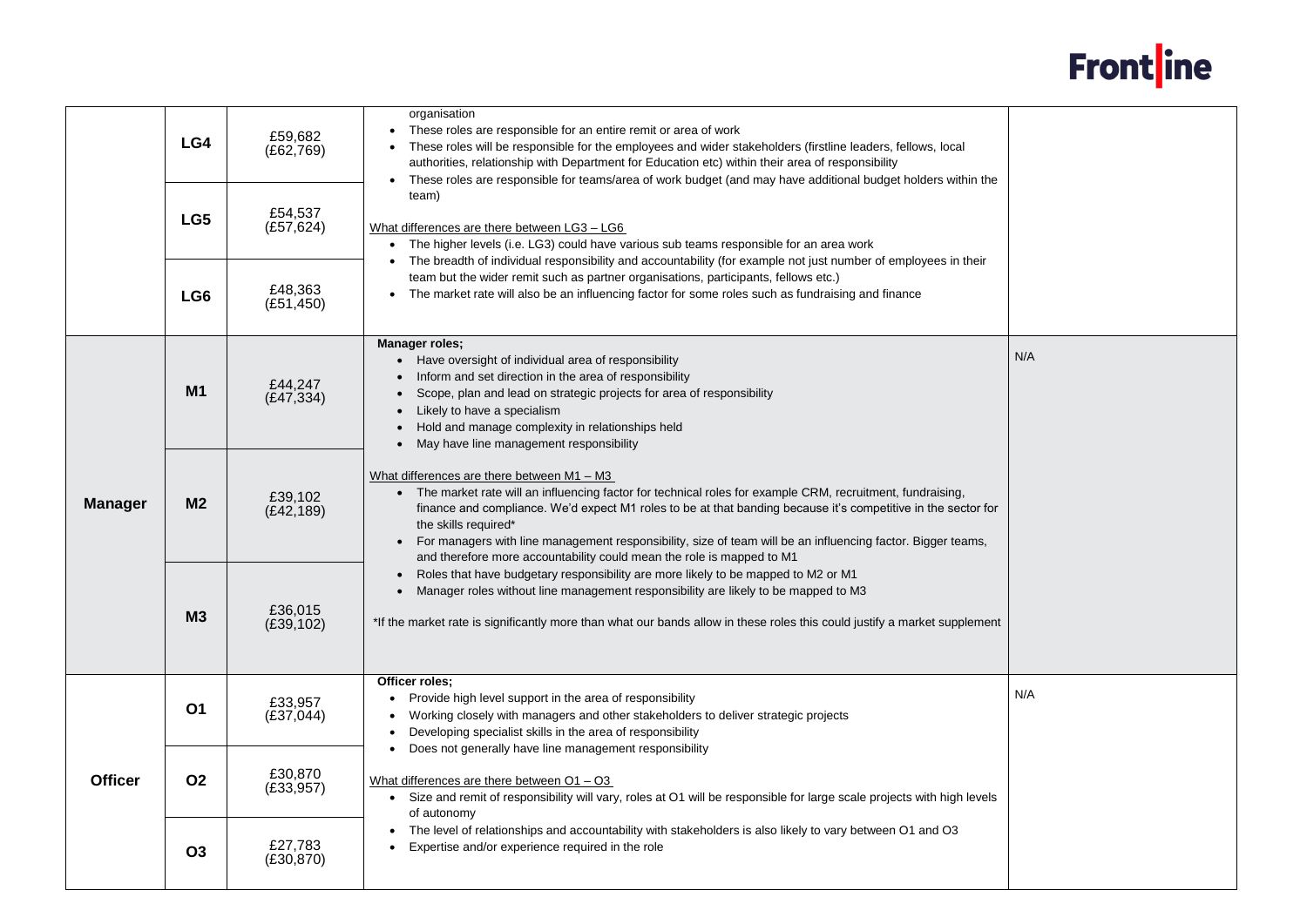|  | Grade | Salary | Description |  |
|---|---|---|---|---|
|  | LG4 | £59,682 (£62,769) | organisation<br>• These roles are responsible for an entire remit or area of work<br>• These roles will be responsible for the employees and wider stakeholders (firstline leaders, fellows, local authorities, relationship with Department for Education etc) within their area of responsibility<br>• These roles are responsible for teams/area of work budget (and may have additional budget holders within the team)<br><br>What differences are there between LG3 – LG6<br>• The higher levels (i.e. LG3) could have various sub teams responsible for an area work<br>• The breadth of individual responsibility and accountability (for example not just number of employees in their team but the wider remit such as partner organisations, participants, fellows etc.)<br>• The market rate will also be an influencing factor for some roles such as fundraising and finance |  |
|  | LG5 | £54,537 (£57,624) |  |  |
|  | LG6 | £48,363 (£51,450) |  |  |
| **Manager** | **M1** | £44,247 (£47,334) | **Manager roles;**<br>• Have oversight of individual area of responsibility<br>• Inform and set direction in the area of responsibility<br>• Scope, plan and lead on strategic projects for area of responsibility<br>• Likely to have a specialism<br>• Hold and manage complexity in relationships held<br>• May have line management responsibility<br><br>What differences are there between M1 – M3<br>• The market rate will an influencing factor for technical roles for example CRM, recruitment, fundraising, finance and compliance. We'd expect M1 roles to be at that banding because it's competitive in the sector for the skills required*<br>• For managers with line management responsibility, size of team will be an influencing factor. Bigger teams, and therefore more accountability could mean the role is mapped to M1<br>• Roles that have budgetary responsibility are more likely to be mapped to M2 or M1<br>• Manager roles without line management responsibility are likely to be mapped to M3<br><br>*If the market rate is significantly more than what our bands allow in these roles this could justify a market supplement | N/A |
|  | **M2** | £39,102 (£42,189) |  |  |
|  | **M3** | £36,015 (£39,102) |  |  |
| **Officer** | **O1** | £33,957 (£37,044) | **Officer roles;**<br>• Provide high level support in the area of responsibility<br>• Working closely with managers and other stakeholders to deliver strategic projects<br>• Developing specialist skills in the area of responsibility<br>• Does not generally have line management responsibility<br><br>What differences are there between O1 – O3<br>• Size and remit of responsibility will vary, roles at O1 will be responsible for large scale projects with high levels of autonomy<br>• The level of relationships and accountability with stakeholders is also likely to vary between O1 and O3<br>• Expertise and/or experience required in the role | N/A |
|  | **O2** | £30,870 (£33,957) |  |  |
|  | **O3** | £27,783 (£30,870) |  |  |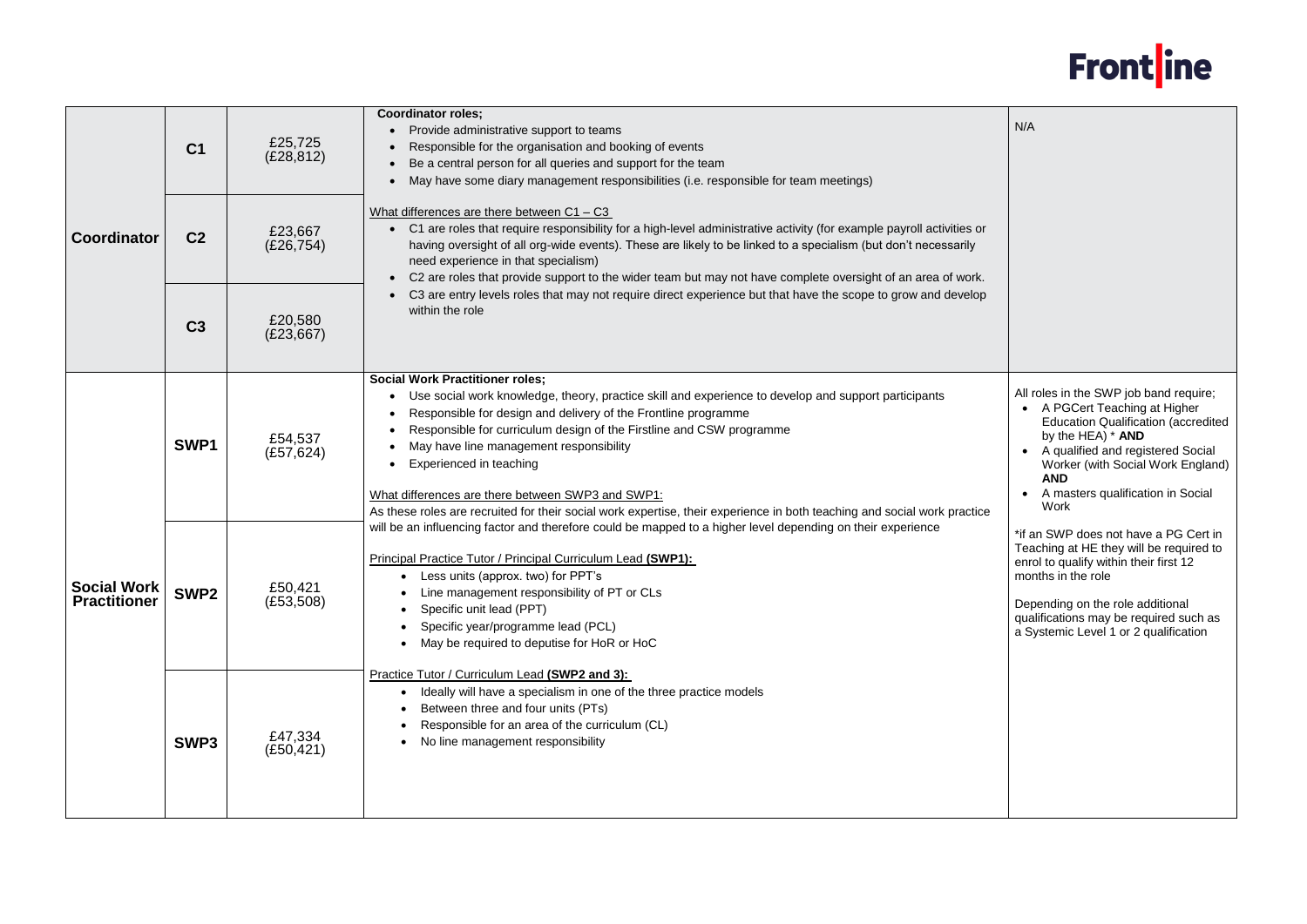| | | | | |
|---|---|---|---|---|
| **Coordinator** | **C1** | £25,725 (£28,812) | **Coordinator roles;**<br>• Provide administrative support to teams<br>• Responsible for the organisation and booking of events<br>• Be a central person for all queries and support for the team<br>• May have some diary management responsibilities (i.e. responsible for team meetings)<br><br>What differences are there between C1 – C3<br>• C1 are roles that require responsibility for a high-level administrative activity (for example payroll activities or having oversight of all org-wide events). These are likely to be linked to a specialism (but don't necessarily need experience in that specialism)<br>• C2 are roles that provide support to the wider team but may not have complete oversight of an area of work.<br>• C3 are entry levels roles that may not require direct experience but that have the scope to grow and develop within the role | N/A |
| | **C2** | £23,667 (£26,754) | | |
| | **C3** | £20,580 (£23,667) | | |
| **Social Work Practitioner** | **SWP1** | £54,537 (£57,624) | **Social Work Practitioner roles;**<br>• Use social work knowledge, theory, practice skill and experience to develop and support participants<br>• Responsible for design and delivery of the Frontline programme<br>• Responsible for curriculum design of the Firstline and CSW programme<br>• May have line management responsibility<br>• Experienced in teaching<br><br>What differences are there between SWP3 and SWP1:<br>As these roles are recruited for their social work expertise, their experience in both teaching and social work practice will be an influencing factor and therefore could be mapped to a higher level depending on their experience<br><br>Principal Practice Tutor / Principal Curriculum Lead **(SWP1):**<br>• Less units (approx. two) for PPT's<br>• Line management responsibility of PT or CLs<br>• Specific unit lead (PPT)<br>• Specific year/programme lead (PCL)<br>• May be required to deputise for HoR or HoC<br><br>Practice Tutor / Curriculum Lead **(SWP2 and 3):**<br>• Ideally will have a specialism in one of the three practice models<br>• Between three and four units (PTs)<br>• Responsible for an area of the curriculum (CL)<br>• No line management responsibility | All roles in the SWP job band require;<br>• A PGCert Teaching at Higher Education Qualification (accredited by the HEA) * **AND**<br>• A qualified and registered Social Worker (with Social Work England) **AND**<br>• A masters qualification in Social Work<br><br>*if an SWP does not have a PG Cert in Teaching at HE they will be required to enrol to qualify within their first 12 months in the role<br><br>Depending on the role additional qualifications may be required such as a Systemic Level 1 or 2 qualification |
| | **SWP2** | £50,421 (£53,508) | | |
| | **SWP3** | £47,334 (£50,421) | | |